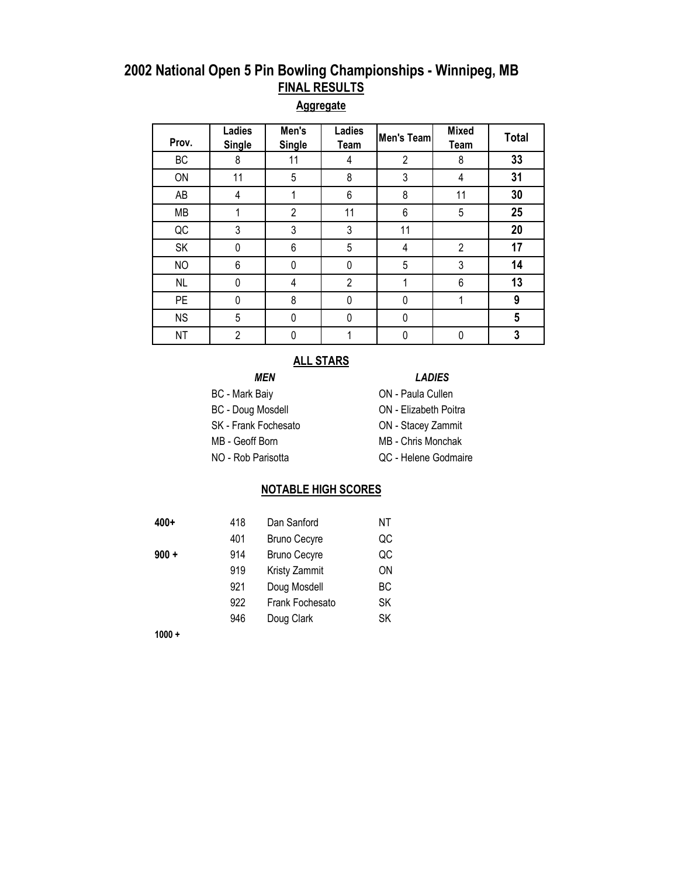# 2002 National Open 5 Pin Bowling Championships - Winnipeg, MB

## FINAL RESULTS

### Aggregate

| Prov. | Ladies Single | Men's Single | Ladies Team | Men's Team | Mixed Team | Total |
|---|---|---|---|---|---|---|
| BC | 8 | 11 | 4 | 2 | 8 | **33** |
| ON | 11 | 5 | 8 | 3 | 4 | **31** |
| AB | 4 | 1 | 6 | 8 | 11 | **30** |
| MB | 1 | 2 | 11 | 6 | 5 | **25** |
| QC | 3 | 3 | 3 | 11 | | **20** |
| SK | 0 | 6 | 5 | 4 | 2 | **17** |
| NO | 6 | 0 | 0 | 5 | 3 | **14** |
| NL | 0 | 4 | 2 | 1 | 6 | **13** |
| PE | 0 | 8 | 0 | 0 | 1 | **9** |
| NS | 5 | 0 | 0 | 0 | | **5** |
| NT | 2 | 0 | 1 | 0 | 0 | **3** |

### ALL STARS

***MEN***

- BC - Mark Baiy
- BC - Doug Mosdell
- SK - Frank Fochesato
- MB - Geoff Born
- NO - Rob Parisotta

***LADIES***

- ON - Paula Cullen
- ON - Elizabeth Poitra
- ON - Stacey Zammit
- MB - Chris Monchak
- QC - Helene Godmaire

### NOTABLE HIGH SCORES

| | | | |
|---|---|---|---|
| **400+** | 418 | Dan Sanford | NT |
| | 401 | Bruno Cecyre | QC |
| **900 +** | 914 | Bruno Cecyre | QC |
| | 919 | Kristy Zammit | ON |
| | 921 | Doug Mosdell | BC |
| | 922 | Frank Fochesato | SK |
| | 946 | Doug Clark | SK |
| **1000 +** | | | |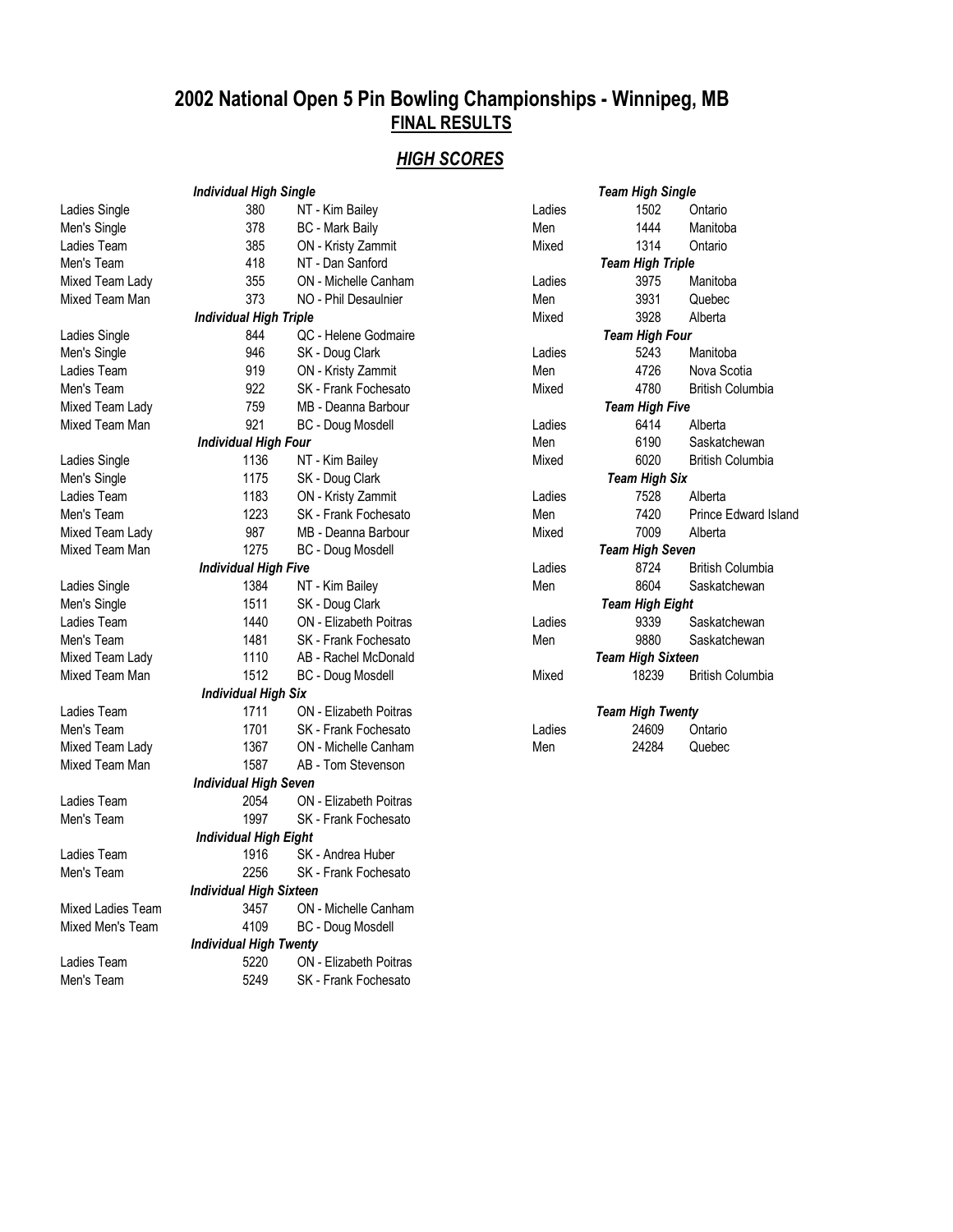# 2002 National Open 5 Pin Bowling Championships - Winnipeg, MB

## FINAL RESULTS

## *HIGH SCORES*

| | ***Individual High Single*** | |
|---|---|---|
| Ladies Single | 380 | NT - Kim Bailey |
| Men's Single | 378 | BC - Mark Baily |
| Ladies Team | 385 | ON - Kristy Zammit |
| Men's Team | 418 | NT - Dan Sanford |
| Mixed Team Lady | 355 | ON - Michelle Canham |
| Mixed Team Man | 373 | NO - Phil Desaulnier |
| | ***Individual High Triple*** | |
| Ladies Single | 844 | QC - Helene Godmaire |
| Men's Single | 946 | SK - Doug Clark |
| Ladies Team | 919 | ON - Kristy Zammit |
| Men's Team | 922 | SK - Frank Fochesato |
| Mixed Team Lady | 759 | MB - Deanna Barbour |
| Mixed Team Man | 921 | BC - Doug Mosdell |
| | ***Individual High Four*** | |
| Ladies Single | 1136 | NT - Kim Bailey |
| Men's Single | 1175 | SK - Doug Clark |
| Ladies Team | 1183 | ON - Kristy Zammit |
| Men's Team | 1223 | SK - Frank Fochesato |
| Mixed Team Lady | 987 | MB - Deanna Barbour |
| Mixed Team Man | 1275 | BC - Doug Mosdell |
| | ***Individual High Five*** | |
| Ladies Single | 1384 | NT - Kim Bailey |
| Men's Single | 1511 | SK - Doug Clark |
| Ladies Team | 1440 | ON - Elizabeth Poitras |
| Men's Team | 1481 | SK - Frank Fochesato |
| Mixed Team Lady | 1110 | AB - Rachel McDonald |
| Mixed Team Man | 1512 | BC - Doug Mosdell |
| | ***Individual High Six*** | |
| Ladies Team | 1711 | ON - Elizabeth Poitras |
| Men's Team | 1701 | SK - Frank Fochesato |
| Mixed Team Lady | 1367 | ON - Michelle Canham |
| Mixed Team Man | 1587 | AB - Tom Stevenson |
| | ***Individual High Seven*** | |
| Ladies Team | 2054 | ON - Elizabeth Poitras |
| Men's Team | 1997 | SK - Frank Fochesato |
| | ***Individual High Eight*** | |
| Ladies Team | 1916 | SK - Andrea Huber |
| Men's Team | 2256 | SK - Frank Fochesato |
| | ***Individual High Sixteen*** | |
| Mixed Ladies Team | 3457 | ON - Michelle Canham |
| Mixed Men's Team | 4109 | BC - Doug Mosdell |
| | ***Individual High Twenty*** | |
| Ladies Team | 5220 | ON - Elizabeth Poitras |
| Men's Team | 5249 | SK - Frank Fochesato |

| | ***Team High Single*** | |
|---|---|---|
| Ladies | 1502 | Ontario |
| Men | 1444 | Manitoba |
| Mixed | 1314 | Ontario |
| | ***Team High Triple*** | |
| Ladies | 3975 | Manitoba |
| Men | 3931 | Quebec |
| Mixed | 3928 | Alberta |
| | ***Team High Four*** | |
| Ladies | 5243 | Manitoba |
| Men | 4726 | Nova Scotia |
| Mixed | 4780 | British Columbia |
| | ***Team High Five*** | |
| Ladies | 6414 | Alberta |
| Men | 6190 | Saskatchewan |
| Mixed | 6020 | British Columbia |
| | ***Team High Six*** | |
| Ladies | 7528 | Alberta |
| Men | 7420 | Prince Edward Island |
| Mixed | 7009 | Alberta |
| | ***Team High Seven*** | |
| Ladies | 8724 | British Columbia |
| Men | 8604 | Saskatchewan |
| | ***Team High Eight*** | |
| Ladies | 9339 | Saskatchewan |
| Men | 9880 | Saskatchewan |
| | ***Team High Sixteen*** | |
| Mixed | 18239 | British Columbia |
| | ***Team High Twenty*** | |
| Ladies | 24609 | Ontario |
| Men | 24284 | Quebec |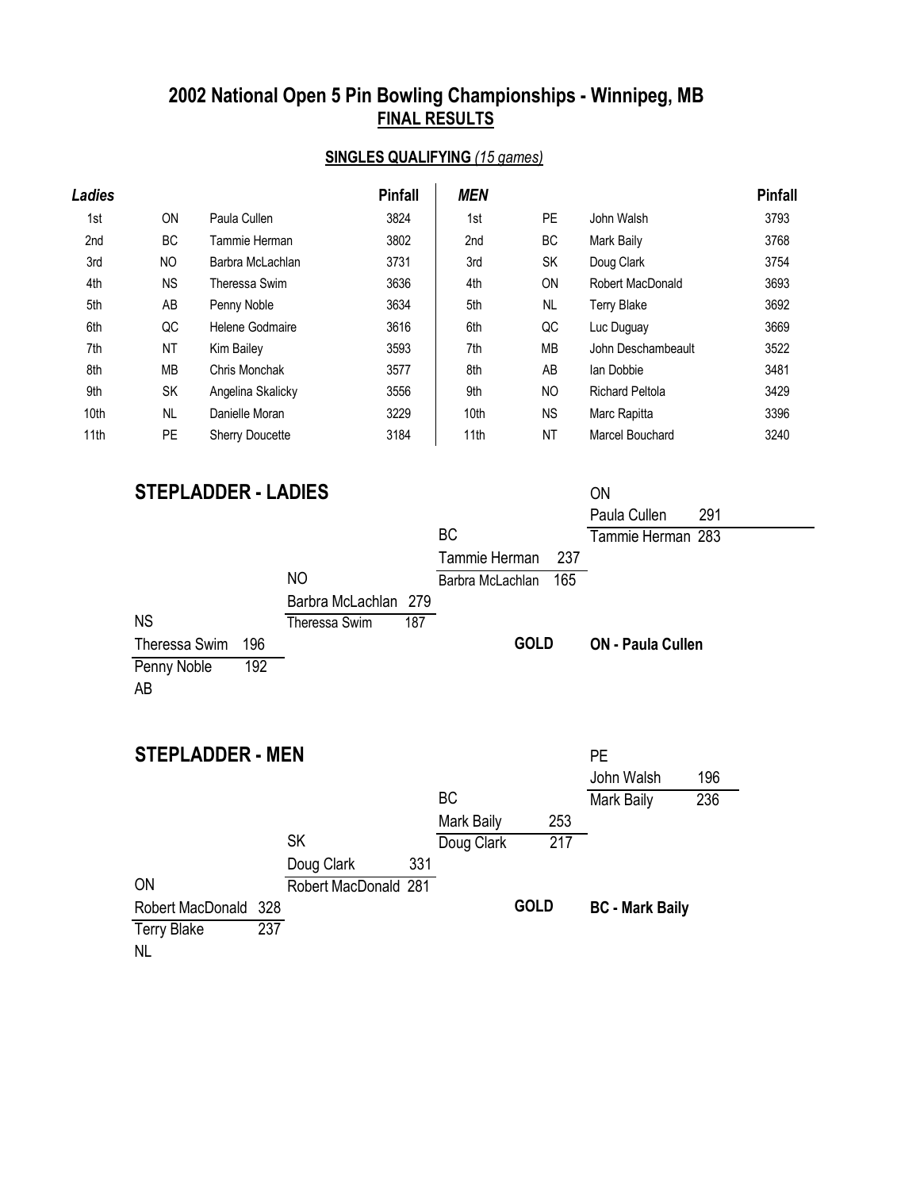# 2002 National Open 5 Pin Bowling Championships - Winnipeg, MB

## FINAL RESULTS

### SINGLES QUALIFYING *(15 games)*

| ***Ladies*** | | | **Pinfall** |
|---|---|---|---|
| 1st | ON | Paula Cullen | 3824 |
| 2nd | BC | Tammie Herman | 3802 |
| 3rd | NO | Barbra McLachlan | 3731 |
| 4th | NS | Theressa Swim | 3636 |
| 5th | AB | Penny Noble | 3634 |
| 6th | QC | Helene Godmaire | 3616 |
| 7th | NT | Kim Bailey | 3593 |
| 8th | MB | Chris Monchak | 3577 |
| 9th | SK | Angelina Skalicky | 3556 |
| 10th | NL | Danielle Moran | 3229 |
| 11th | PE | Sherry Doucette | 3184 |

| ***MEN*** | | | **Pinfall** |
|---|---|---|---|
| 1st | PE | John Walsh | 3793 |
| 2nd | BC | Mark Baily | 3768 |
| 3rd | SK | Doug Clark | 3754 |
| 4th | ON | Robert MacDonald | 3693 |
| 5th | NL | Terry Blake | 3692 |
| 6th | QC | Luc Duguay | 3669 |
| 7th | MB | John Deschambeault | 3522 |
| 8th | AB | Ian Dobbie | 3481 |
| 9th | NO | Richard Peltola | 3429 |
| 10th | NS | Marc Rapitta | 3396 |
| 11th | NT | Marcel Bouchard | 3240 |

## STEPLADDER - LADIES

**Game 1**
- NS - Theressa Swim 196
- AB - Penny Noble 192

**Game 2**
- NO - Barbra McLachlan 279
- Theressa Swim 187

**Game 3**
- BC - Tammie Herman 237
- Barbra McLachlan 165

**Final**
- ON - Paula Cullen 291
- Tammie Herman 283

**GOLD** **ON - Paula Cullen**

## STEPLADDER - MEN

**Game 1**
- ON - Robert MacDonald 328
- NL - Terry Blake 237

**Game 2**
- SK - Doug Clark 331
- Robert MacDonald 281

**Game 3**
- BC - Mark Baily 253
- Doug Clark 217

**Final**
- PE - John Walsh 196
- Mark Baily 236

**GOLD** **BC - Mark Baily**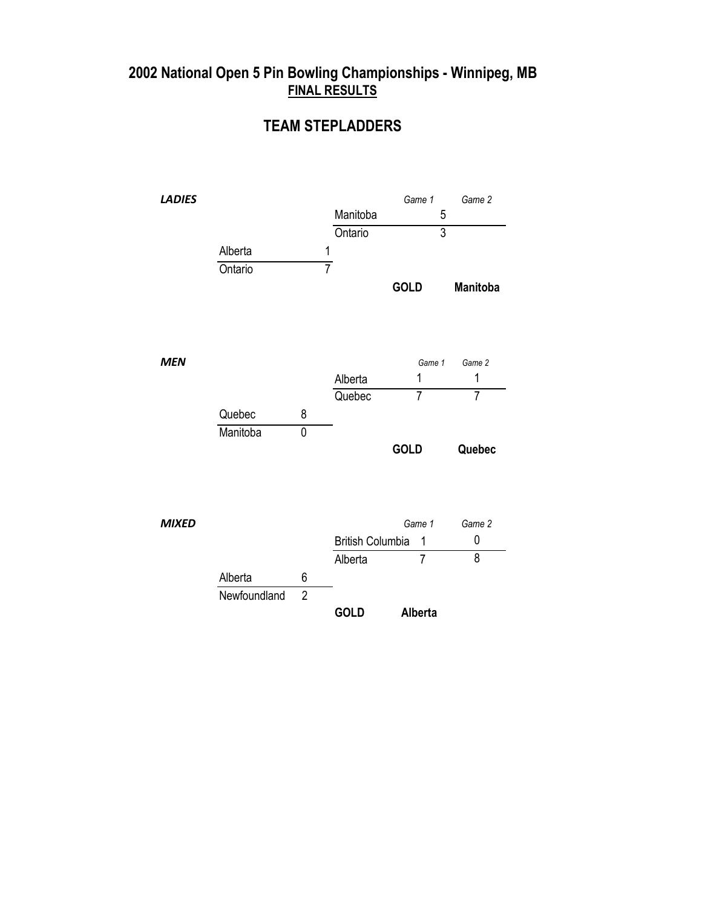# 2002 National Open 5 Pin Bowling Championships - Winnipeg, MB

**FINAL RESULTS**

## TEAM STEPLADDERS

### *LADIES*

| Team | Score |
|---|---|
| Alberta | 1 |
| Ontario | 7 |

| Team | *Game 1* | *Game 2* |
|---|---|---|
| Manitoba | 5 | |
| Ontario | 3 | |

**GOLD** **Manitoba**

### *MEN*

| Team | Score |
|---|---|
| Quebec | 8 |
| Manitoba | 0 |

| Team | *Game 1* | *Game 2* |
|---|---|---|
| Alberta | 1 | 1 |
| Quebec | 7 | 7 |

**GOLD** **Quebec**

### *MIXED*

| Team | Score |
|---|---|
| Alberta | 6 |
| Newfoundland | 2 |

| Team | *Game 1* | *Game 2* |
|---|---|---|
| British Columbia | 1 | 0 |
| Alberta | 7 | 8 |

**GOLD** **Alberta**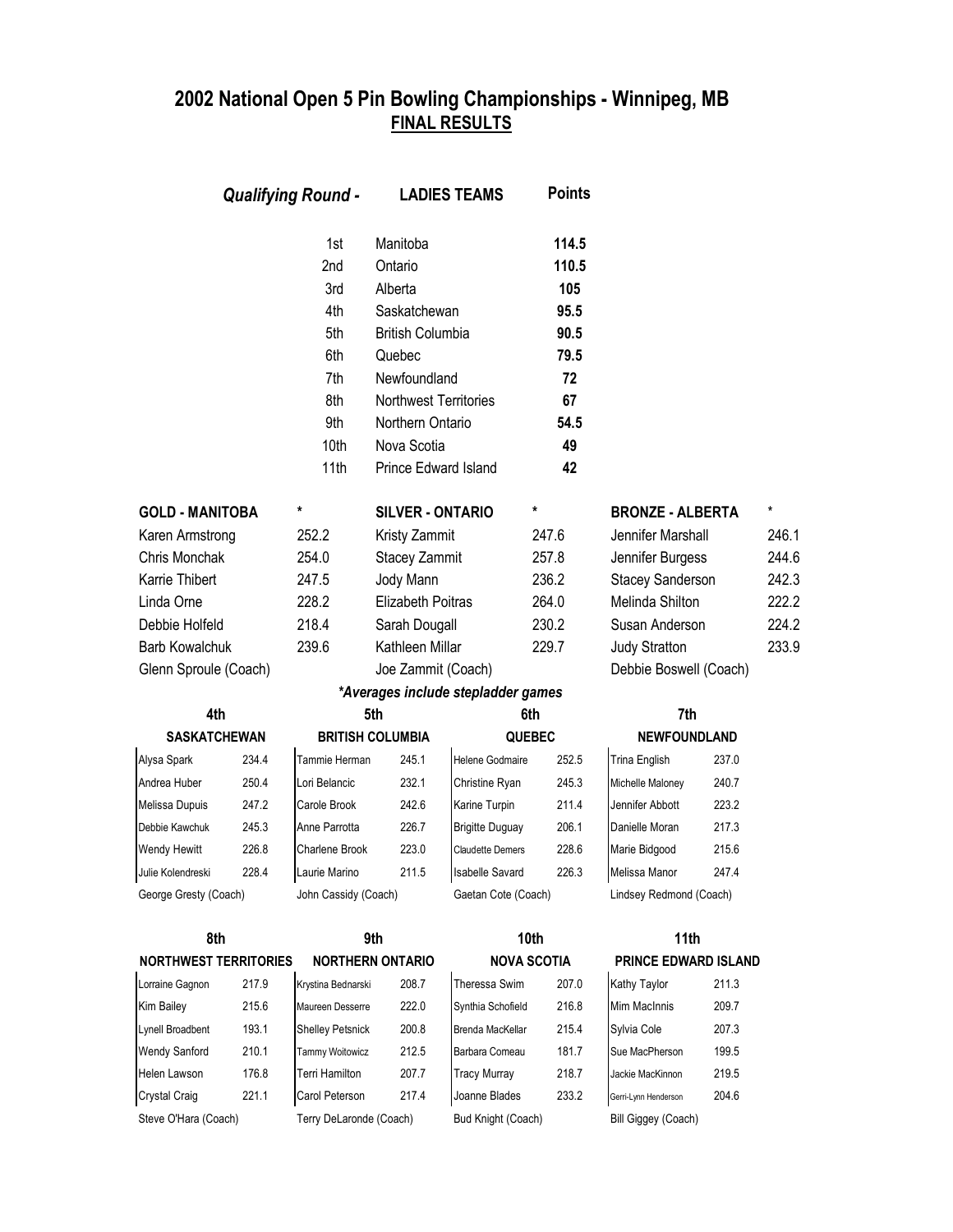# 2002 National Open 5 Pin Bowling Championships - Winnipeg, MB

## FINAL RESULTS

### *Qualifying Round -* LADIES TEAMS

| | | Points |
|---|---|---|
| 1st | Manitoba | **114.5** |
| 2nd | Ontario | **110.5** |
| 3rd | Alberta | **105** |
| 4th | Saskatchewan | **95.5** |
| 5th | British Columbia | **90.5** |
| 6th | Quebec | **79.5** |
| 7th | Newfoundland | **72** |
| 8th | Northwest Territories | **67** |
| 9th | Northern Ontario | **54.5** |
| 10th | Nova Scotia | **49** |
| 11th | Prince Edward Island | **42** |

| **GOLD - MANITOBA** | * | **SILVER - ONTARIO** | * | **BRONZE - ALBERTA** | * |
|---|---|---|---|---|---|
| Karen Armstrong | 252.2 | Kristy Zammit | 247.6 | Jennifer Marshall | 246.1 |
| Chris Monchak | 254.0 | Stacey Zammit | 257.8 | Jennifer Burgess | 244.6 |
| Karrie Thibert | 247.5 | Jody Mann | 236.2 | Stacey Sanderson | 242.3 |
| Linda Orne | 228.2 | Elizabeth Poitras | 264.0 | Melinda Shilton | 222.2 |
| Debbie Holfeld | 218.4 | Sarah Dougall | 230.2 | Susan Anderson | 224.2 |
| Barb Kowalchuk | 239.6 | Kathleen Millar | 229.7 | Judy Stratton | 233.9 |
| Glenn Sproule (Coach) | | Joe Zammit (Coach) | | Debbie Boswell (Coach) | |

***Averages include stepladder games***

| **4th** | | **5th** | | **6th** | | **7th** | |
|---|---|---|---|---|---|---|---|
| **SASKATCHEWAN** | | **BRITISH COLUMBIA** | | **QUEBEC** | | **NEWFOUNDLAND** | |
| Alysa Spark | 234.4 | Tammie Herman | 245.1 | Helene Godmaire | 252.5 | Trina English | 237.0 |
| Andrea Huber | 250.4 | Lori Belancic | 232.1 | Christine Ryan | 245.3 | Michelle Maloney | 240.7 |
| Melissa Dupuis | 247.2 | Carole Brook | 242.6 | Karine Turpin | 211.4 | Jennifer Abbott | 223.2 |
| Debbie Kawchuk | 245.3 | Anne Parrotta | 226.7 | Brigitte Duguay | 206.1 | Danielle Moran | 217.3 |
| Wendy Hewitt | 226.8 | Charlene Brook | 223.0 | Claudette Demers | 228.6 | Marie Bidgood | 215.6 |
| Julie Kolendreski | 228.4 | Laurie Marino | 211.5 | Isabelle Savard | 226.3 | Melissa Manor | 247.4 |
| George Gresty (Coach) | | John Cassidy (Coach) | | Gaetan Cote (Coach) | | Lindsey Redmond (Coach) | |

| **8th** | | **9th** | | **10th** | | **11th** | |
|---|---|---|---|---|---|---|---|
| **NORTHWEST TERRITORIES** | | **NORTHERN ONTARIO** | | **NOVA SCOTIA** | | **PRINCE EDWARD ISLAND** | |
| Lorraine Gagnon | 217.9 | Krystina Bednarski | 208.7 | Theressa Swim | 207.0 | Kathy Taylor | 211.3 |
| Kim Bailey | 215.6 | Maureen Desserre | 222.0 | Synthia Schofield | 216.8 | Mim MacInnis | 209.7 |
| Lynell Broadbent | 193.1 | Shelley Petsnick | 200.8 | Brenda MacKellar | 215.4 | Sylvia Cole | 207.3 |
| Wendy Sanford | 210.1 | Tammy Woitowicz | 212.5 | Barbara Comeau | 181.7 | Sue MacPherson | 199.5 |
| Helen Lawson | 176.8 | Terri Hamilton | 207.7 | Tracy Murray | 218.7 | Jackie MacKinnon | 219.5 |
| Crystal Craig | 221.1 | Carol Peterson | 217.4 | Joanne Blades | 233.2 | Gerri-Lynn Henderson | 204.6 |
| Steve O'Hara (Coach) | | Terry DeLaronde (Coach) | | Bud Knight (Coach) | | Bill Giggey (Coach) | |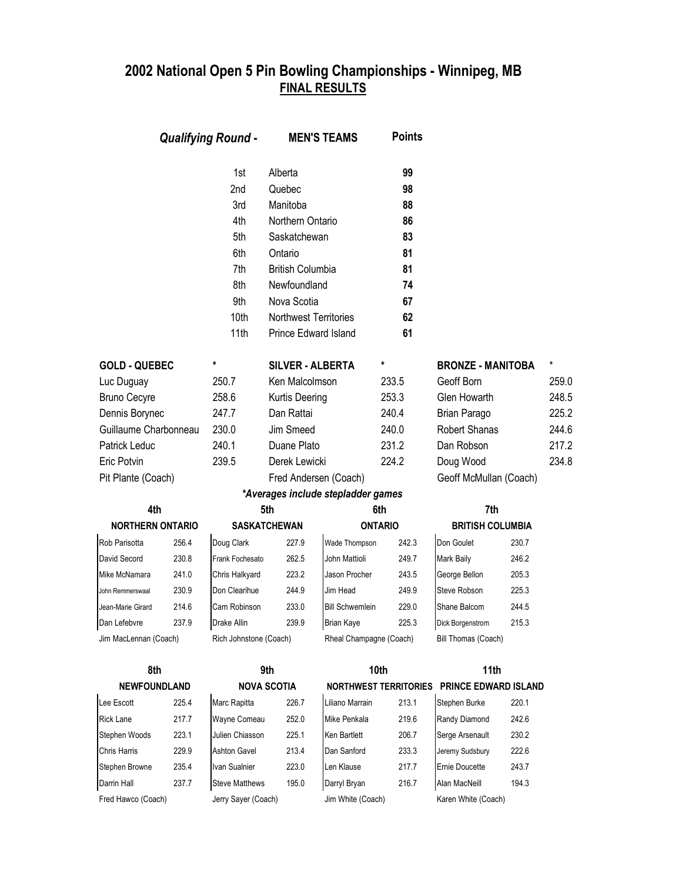# 2002 National Open 5 Pin Bowling Championships - Winnipeg, MB

## FINAL RESULTS

### *Qualifying Round -* MEN'S TEAMS

| | | Points |
|---|---|---|
| 1st | Alberta | **99** |
| 2nd | Quebec | **98** |
| 3rd | Manitoba | **88** |
| 4th | Northern Ontario | **86** |
| 5th | Saskatchewan | **83** |
| 6th | Ontario | **81** |
| 7th | British Columbia | **81** |
| 8th | Newfoundland | **74** |
| 9th | Nova Scotia | **67** |
| 10th | Northwest Territories | **62** |
| 11th | Prince Edward Island | **61** |

| **GOLD - QUEBEC** | * | **SILVER - ALBERTA** | * | **BRONZE - MANITOBA** | * |
|---|---|---|---|---|---|
| Luc Duguay | 250.7 | Ken Malcolmson | 233.5 | Geoff Born | 259.0 |
| Bruno Cecyre | 258.6 | Kurtis Deering | 253.3 | Glen Howarth | 248.5 |
| Dennis Borynec | 247.7 | Dan Rattai | 240.4 | Brian Parago | 225.2 |
| Guillaume Charbonneau | 230.0 | Jim Smeed | 240.0 | Robert Shanas | 244.6 |
| Patrick Leduc | 240.1 | Duane Plato | 231.2 | Dan Robson | 217.2 |
| Eric Potvin | 239.5 | Derek Lewicki | 224.2 | Doug Wood | 234.8 |
| Pit Plante (Coach) | | Fred Andersen (Coach) | | Geoff McMullan (Coach) | |

*\*Averages include stepladder games*

| **4th** | | **5th** | | **6th** | | **7th** | |
|---|---|---|---|---|---|---|---|
| **NORTHERN ONTARIO** | | **SASKATCHEWAN** | | **ONTARIO** | | **BRITISH COLUMBIA** | |
| Rob Parisotta | 256.4 | Doug Clark | 227.9 | Wade Thompson | 242.3 | Don Goulet | 230.7 |
| David Secord | 230.8 | Frank Fochesato | 262.5 | John Mattioli | 249.7 | Mark Baily | 246.2 |
| Mike McNamara | 241.0 | Chris Halkyard | 223.2 | Jason Procher | 243.5 | George Bellon | 205.3 |
| John Remmerswaal | 230.9 | Don Clearihue | 244.9 | Jim Head | 249.9 | Steve Robson | 225.3 |
| Jean-Marie Girard | 214.6 | Cam Robinson | 233.0 | Bill Schwemlein | 229.0 | Shane Balcom | 244.5 |
| Dan Lefebvre | 237.9 | Drake Allin | 239.9 | Brian Kaye | 225.3 | Dick Borgenstrom | 215.3 |
| Jim MacLennan (Coach) | | Rich Johnstone (Coach) | | Rheal Champagne (Coach) | | Bill Thomas (Coach) | |

| **8th** | | **9th** | | **10th** | | **11th** | |
|---|---|---|---|---|---|---|---|
| **NEWFOUNDLAND** | | **NOVA SCOTIA** | | **NORTHWEST TERRITORIES** | | **PRINCE EDWARD ISLAND** | |
| Lee Escott | 225.4 | Marc Rapitta | 226.7 | Liliano Marrain | 213.1 | Stephen Burke | 220.1 |
| Rick Lane | 217.7 | Wayne Comeau | 252.0 | Mike Penkala | 219.6 | Randy Diamond | 242.6 |
| Stephen Woods | 223.1 | Julien Chiasson | 225.1 | Ken Bartlett | 206.7 | Serge Arsenault | 230.2 |
| Chris Harris | 229.9 | Ashton Gavel | 213.4 | Dan Sanford | 233.3 | Jeremy Sudsbury | 222.6 |
| Stephen Browne | 235.4 | Ivan Sualnier | 223.0 | Len Klause | 217.7 | Ernie Doucette | 243.7 |
| Darrin Hall | 237.7 | Steve Matthews | 195.0 | Darryl Bryan | 216.7 | Alan MacNeill | 194.3 |
| Fred Hawco (Coach) | | Jerry Sayer (Coach) | | Jim White (Coach) | | Karen White (Coach) | |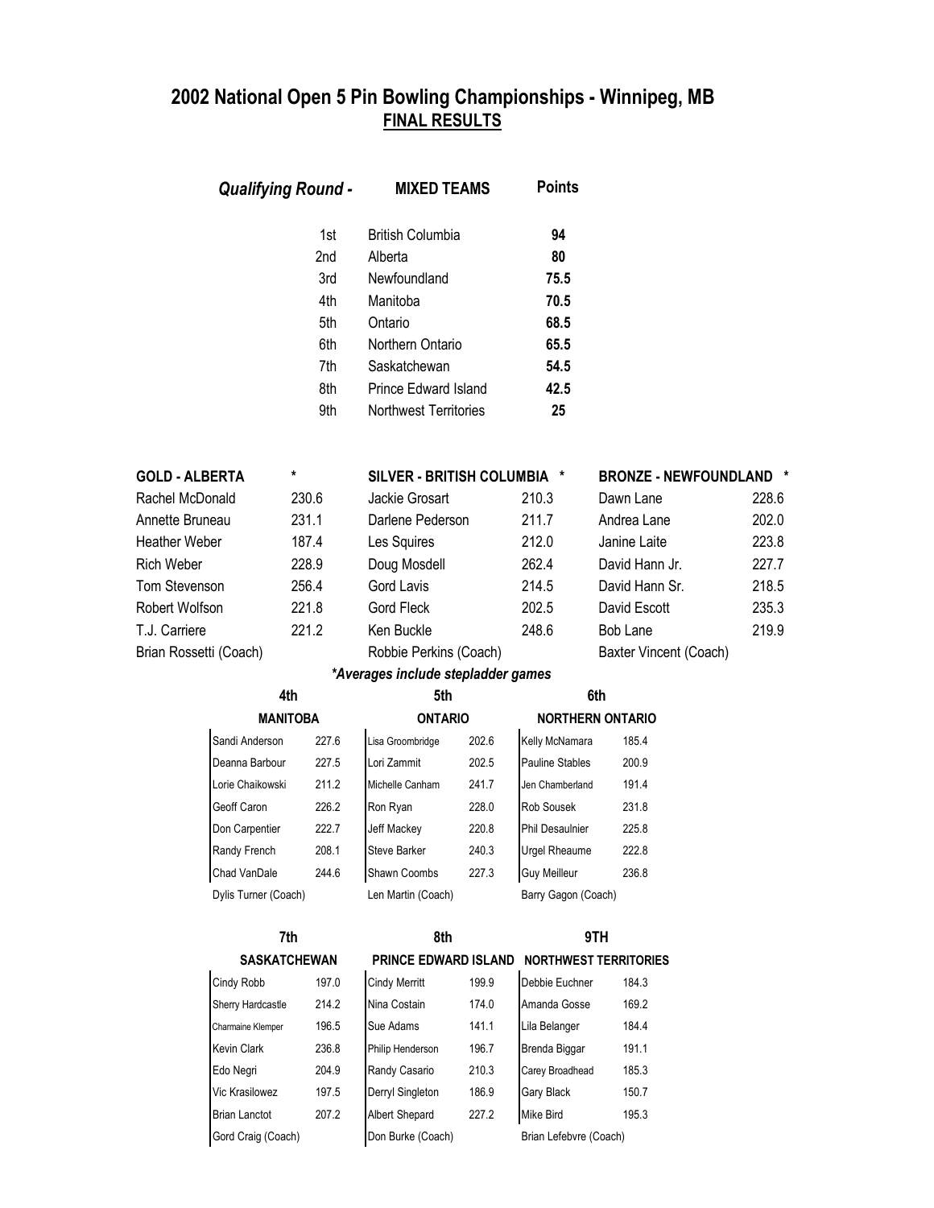# 2002 National Open 5 Pin Bowling Championships - Winnipeg, MB

## FINAL RESULTS

| *Qualifying Round -* | **MIXED TEAMS** | **Points** |
|---|---|---|
| 1st | British Columbia | **94** |
| 2nd | Alberta | **80** |
| 3rd | Newfoundland | **75.5** |
| 4th | Manitoba | **70.5** |
| 5th | Ontario | **68.5** |
| 6th | Northern Ontario | **65.5** |
| 7th | Saskatchewan | **54.5** |
| 8th | Prince Edward Island | **42.5** |
| 9th | Northwest Territories | **25** |

| **GOLD - ALBERTA** | * | **SILVER - BRITISH COLUMBIA** | * | **BRONZE - NEWFOUNDLAND** | * |
|---|---|---|---|---|---|
| Rachel McDonald | 230.6 | Jackie Grosart | 210.3 | Dawn Lane | 228.6 |
| Annette Bruneau | 231.1 | Darlene Pederson | 211.7 | Andrea Lane | 202.0 |
| Heather Weber | 187.4 | Les Squires | 212.0 | Janine Laite | 223.8 |
| Rich Weber | 228.9 | Doug Mosdell | 262.4 | David Hann Jr. | 227.7 |
| Tom Stevenson | 256.4 | Gord Lavis | 214.5 | David Hann Sr. | 218.5 |
| Robert Wolfson | 221.8 | Gord Fleck | 202.5 | David Escott | 235.3 |
| T.J. Carriere | 221.2 | Ken Buckle | 248.6 | Bob Lane | 219.9 |
| Brian Rossetti (Coach) | | Robbie Perkins (Coach) | | Baxter Vincent (Coach) | |

***Averages include stepladder games***

| **4th** | | **5th** | | **6th** | |
|---|---|---|---|---|---|
| **MANITOBA** | | **ONTARIO** | | **NORTHERN ONTARIO** | |
| Sandi Anderson | 227.6 | Lisa Groombridge | 202.6 | Kelly McNamara | 185.4 |
| Deanna Barbour | 227.5 | Lori Zammit | 202.5 | Pauline Stables | 200.9 |
| Lorie Chaikowski | 211.2 | Michelle Canham | 241.7 | Jen Chamberland | 191.4 |
| Geoff Caron | 226.2 | Ron Ryan | 228.0 | Rob Sousek | 231.8 |
| Don Carpentier | 222.7 | Jeff Mackey | 220.8 | Phil Desaulnier | 225.8 |
| Randy French | 208.1 | Steve Barker | 240.3 | Urgel Rheaume | 222.8 |
| Chad VanDale | 244.6 | Shawn Coombs | 227.3 | Guy Meilleur | 236.8 |
| Dylis Turner (Coach) | | Len Martin (Coach) | | Barry Gagon (Coach) | |

| **7th** | | **8th** | | **9TH** | |
|---|---|---|---|---|---|
| **SASKATCHEWAN** | | **PRINCE EDWARD ISLAND** | | **NORTHWEST TERRITORIES** | |
| Cindy Robb | 197.0 | Cindy Merritt | 199.9 | Debbie Euchner | 184.3 |
| Sherry Hardcastle | 214.2 | Nina Costain | 174.0 | Amanda Gosse | 169.2 |
| Charmaine Klemper | 196.5 | Sue Adams | 141.1 | Lila Belanger | 184.4 |
| Kevin Clark | 236.8 | Philip Henderson | 196.7 | Brenda Biggar | 191.1 |
| Edo Negri | 204.9 | Randy Casario | 210.3 | Carey Broadhead | 185.3 |
| Vic Krasilowez | 197.5 | Derryl Singleton | 186.9 | Gary Black | 150.7 |
| Brian Lanctot | 207.2 | Albert Shepard | 227.2 | Mike Bird | 195.3 |
| Gord Craig (Coach) | | Don Burke (Coach) | | Brian Lefebvre (Coach) | |